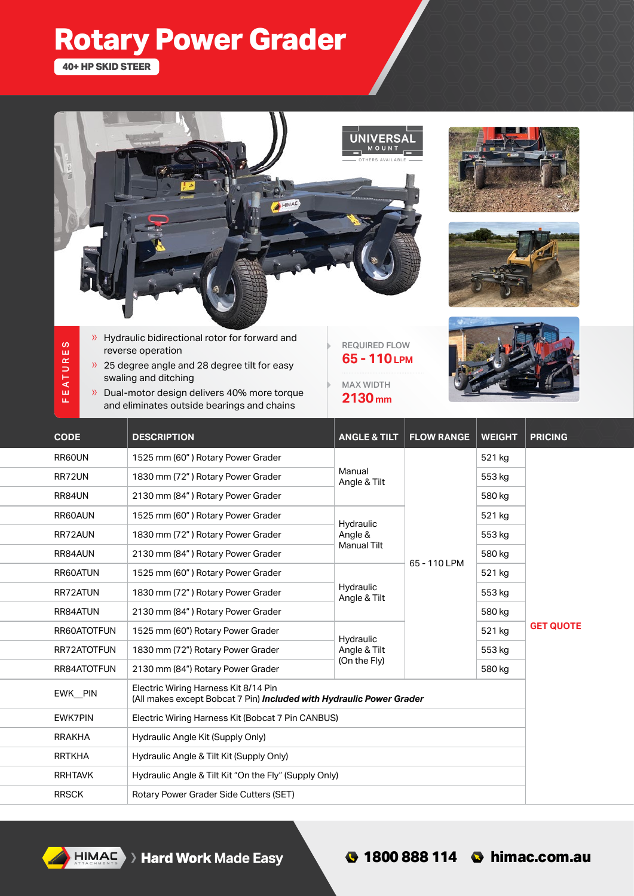# Rotary Power Grader

**40+ HP SKID STEER**

UNIVERSAL MOUNT — OTHERS AVAILABLE

## FEATURES

- Hydraulic bidirectional rotor for forward and reverse operation
- 25 degree angle and 28 degree tilt for easy swaling and ditching
- Dual-motor design delivers 40% more torque and eliminates outside bearings and chains

REQUIRED FLOW
**65 - 110 LPM**

MAX WIDTH
**2130 mm**

| CODE | DESCRIPTION | ANGLE & TILT | FLOW RANGE | WEIGHT | PRICING |
|---|---|---|---|---|---|
| RR60UN | 1525 mm (60") Rotary Power Grader | Manual Angle & Tilt | 65 - 110 LPM | 521 kg | GET QUOTE |
| RR72UN | 1830 mm (72") Rotary Power Grader | | | 553 kg | |
| RR84UN | 2130 mm (84") Rotary Power Grader | | | 580 kg | |
| RR60AUN | 1525 mm (60") Rotary Power Grader | Hydraulic Angle & Manual Tilt | | 521 kg | |
| RR72AUN | 1830 mm (72") Rotary Power Grader | | | 553 kg | |
| RR84AUN | 2130 mm (84") Rotary Power Grader | | | 580 kg | |
| RR60ATUN | 1525 mm (60") Rotary Power Grader | Hydraulic Angle & Tilt | | 521 kg | |
| RR72ATUN | 1830 mm (72") Rotary Power Grader | | | 553 kg | |
| RR84ATUN | 2130 mm (84") Rotary Power Grader | | | 580 kg | |
| RR60ATOTFUN | 1525 mm (60") Rotary Power Grader | Hydraulic Angle & Tilt (On the Fly) | | 521 kg | |
| RR72ATOTFUN | 1830 mm (72") Rotary Power Grader | | | 553 kg | |
| RR84ATOTFUN | 2130 mm (84") Rotary Power Grader | | | 580 kg | |
| EWK__PIN | Electric Wiring Harness Kit 8/14 Pin (All makes except Bobcat 7 Pin) ***Included with Hydraulic Power Grader*** | | | | |
| EWK7PIN | Electric Wiring Harness Kit (Bobcat 7 Pin CANBUS) | | | | |
| RRAKHA | Hydraulic Angle Kit (Supply Only) | | | | |
| RRTKHA | Hydraulic Angle & Tilt Kit (Supply Only) | | | | |
| RRHTAVK | Hydraulic Angle & Tilt Kit "On the Fly" (Supply Only) | | | | |
| RRSCK | Rotary Power Grader Side Cutters (SET) | | | | |

HIMAC ATTACHMENTS › **Hard Work Made Easy**

**1800 888 114** **himac.com.au**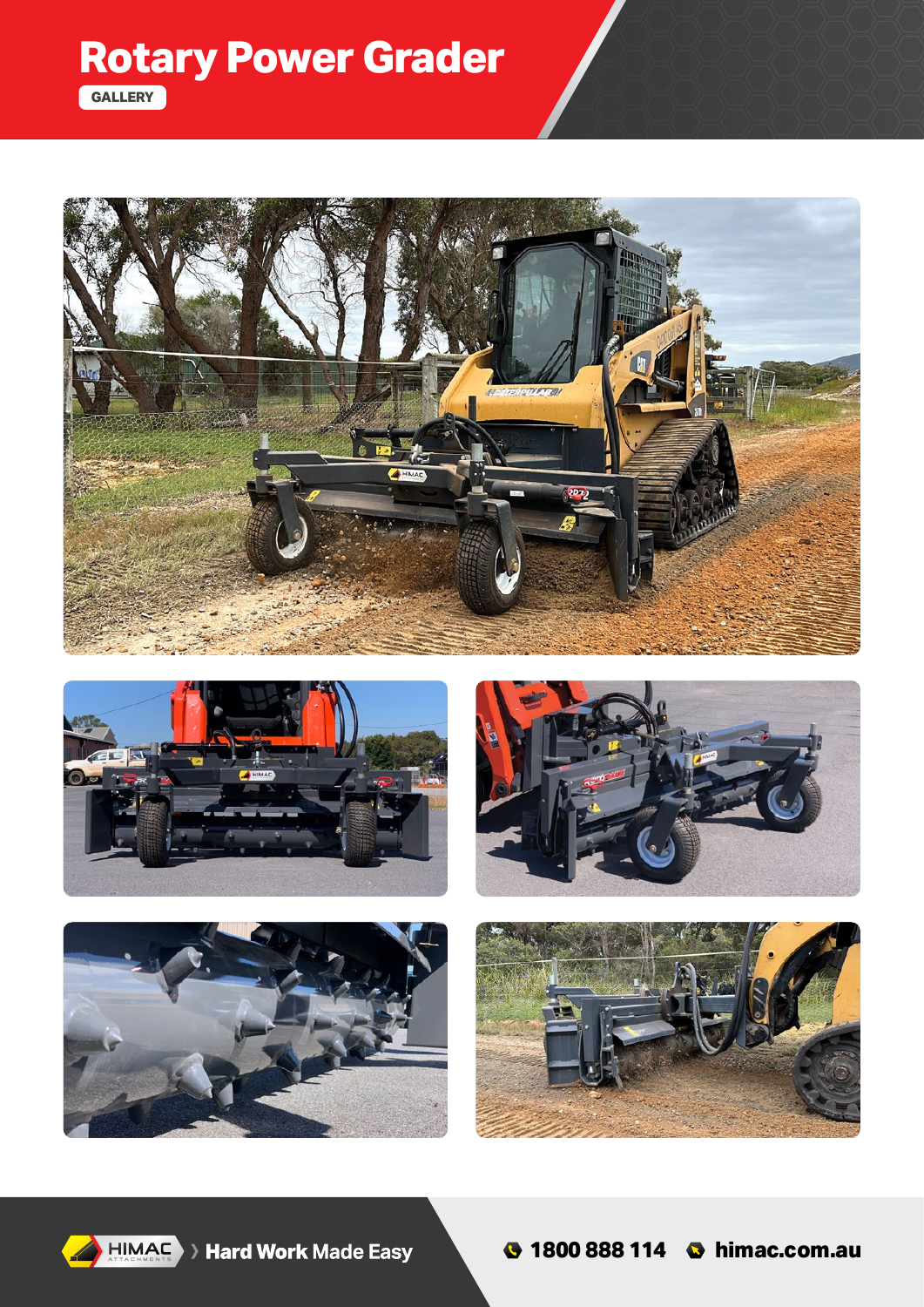# Rotary Power Grader

GALLERY

HIMAC ATTACHMENTS › Hard Work Made Easy

1800 888 114 himac.com.au